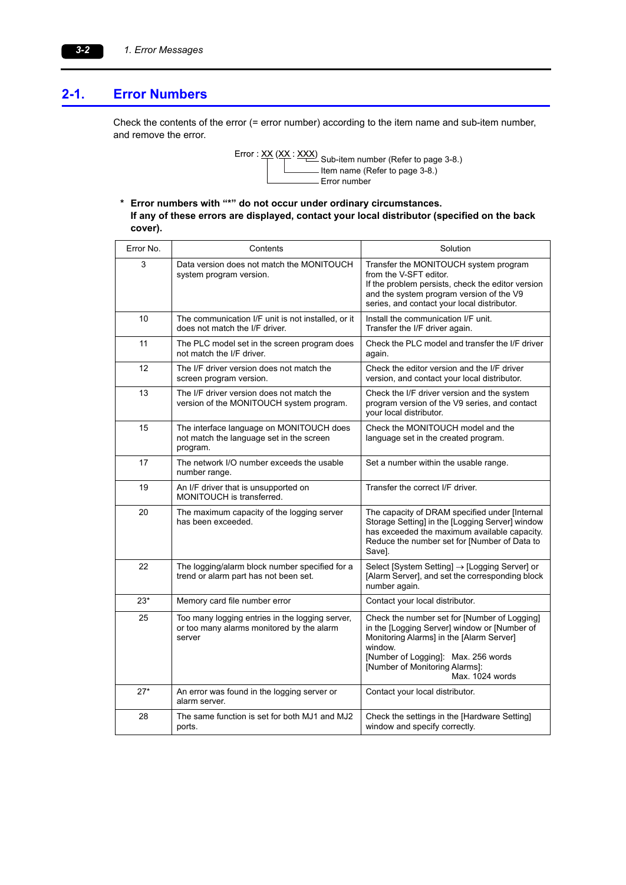## 2-1. Error Numbers

Check the contents of the error (= error number) according to the item name and sub-item number, and remove the error.

```
Error : XX (XX : XXX)  Sub-item number (Refer to page 3-8.)
                       Item name (Refer to page 3-8.)
                       Error number
```

**\* Error numbers with "*" do not occur under ordinary circumstances. If any of these errors are displayed, contact your local distributor (specified on the back cover).**

| Error No. | Contents | Solution |
|---|---|---|
| 3 | Data version does not match the MONITOUCH system program version. | Transfer the MONITOUCH system program from the V-SFT editor.<br>If the problem persists, check the editor version and the system program version of the V9 series, and contact your local distributor. |
| 10 | The communication I/F unit is not installed, or it does not match the I/F driver. | Install the communication I/F unit.<br>Transfer the I/F driver again. |
| 11 | The PLC model set in the screen program does not match the I/F driver. | Check the PLC model and transfer the I/F driver again. |
| 12 | The I/F driver version does not match the screen program version. | Check the editor version and the I/F driver version, and contact your local distributor. |
| 13 | The I/F driver version does not match the version of the MONITOUCH system program. | Check the I/F driver version and the system program version of the V9 series, and contact your local distributor. |
| 15 | The interface language on MONITOUCH does not match the language set in the screen program. | Check the MONITOUCH model and the language set in the created program. |
| 17 | The network I/O number exceeds the usable number range. | Set a number within the usable range. |
| 19 | An I/F driver that is unsupported on MONITOUCH is transferred. | Transfer the correct I/F driver. |
| 20 | The maximum capacity of the logging server has been exceeded. | The capacity of DRAM specified under [Internal Storage Setting] in the [Logging Server] window has exceeded the maximum available capacity. Reduce the number set for [Number of Data to Save]. |
| 22 | The logging/alarm block number specified for a trend or alarm part has not been set. | Select [System Setting] → [Logging Server] or [Alarm Server], and set the corresponding block number again. |
| 23* | Memory card file number error | Contact your local distributor. |
| 25 | Too many logging entries in the logging server, or too many alarms monitored by the alarm server | Check the number set for [Number of Logging] in the [Logging Server] window or [Number of Monitoring Alarms] in the [Alarm Server] window.<br>[Number of Logging]: Max. 256 words<br>[Number of Monitoring Alarms]: Max. 1024 words |
| 27* | An error was found in the logging server or alarm server. | Contact your local distributor. |
| 28 | The same function is set for both MJ1 and MJ2 ports. | Check the settings in the [Hardware Setting] window and specify correctly. |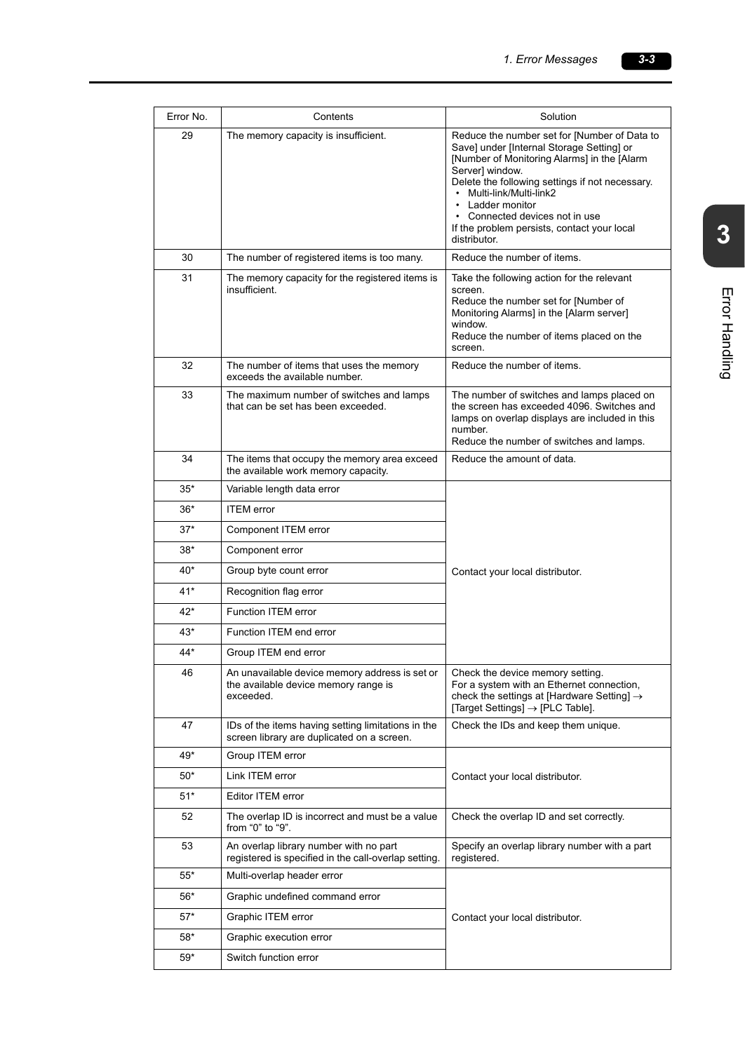| Error No. | Contents | Solution |
|---|---|---|
| 29 | The memory capacity is insufficient. | Reduce the number set for [Number of Data to Save] under [Internal Storage Setting] or [Number of Monitoring Alarms] in the [Alarm Server] window.<br>Delete the following settings if not necessary.<br>• Multi-link/Multi-link2<br>• Ladder monitor<br>• Connected devices not in use<br>If the problem persists, contact your local distributor. |
| 30 | The number of registered items is too many. | Reduce the number of items. |
| 31 | The memory capacity for the registered items is insufficient. | Take the following action for the relevant screen.<br>Reduce the number set for [Number of Monitoring Alarms] in the [Alarm server] window.<br>Reduce the number of items placed on the screen. |
| 32 | The number of items that uses the memory exceeds the available number. | Reduce the number of items. |
| 33 | The maximum number of switches and lamps that can be set has been exceeded. | The number of switches and lamps placed on the screen has exceeded 4096. Switches and lamps on overlap displays are included in this number.<br>Reduce the number of switches and lamps. |
| 34 | The items that occupy the memory area exceed the available work memory capacity. | Reduce the amount of data. |
| 35* | Variable length data error | Contact your local distributor. |
| 36* | ITEM error | |
| 37* | Component ITEM error | |
| 38* | Component error | |
| 40* | Group byte count error | |
| 41* | Recognition flag error | |
| 42* | Function ITEM error | |
| 43* | Function ITEM end error | |
| 44* | Group ITEM end error | |
| 46 | An unavailable device memory address is set or the available device memory range is exceeded. | Check the device memory setting.<br>For a system with an Ethernet connection, check the settings at [Hardware Setting] → [Target Settings] → [PLC Table]. |
| 47 | IDs of the items having setting limitations in the screen library are duplicated on a screen. | Check the IDs and keep them unique. |
| 49* | Group ITEM error | Contact your local distributor. |
| 50* | Link ITEM error | |
| 51* | Editor ITEM error | |
| 52 | The overlap ID is incorrect and must be a value from "0" to "9". | Check the overlap ID and set correctly. |
| 53 | An overlap library number with no part registered is specified in the call-overlap setting. | Specify an overlap library number with a part registered. |
| 55* | Multi-overlap header error | Contact your local distributor. |
| 56* | Graphic undefined command error | |
| 57* | Graphic ITEM error | |
| 58* | Graphic execution error | |
| 59* | Switch function error | |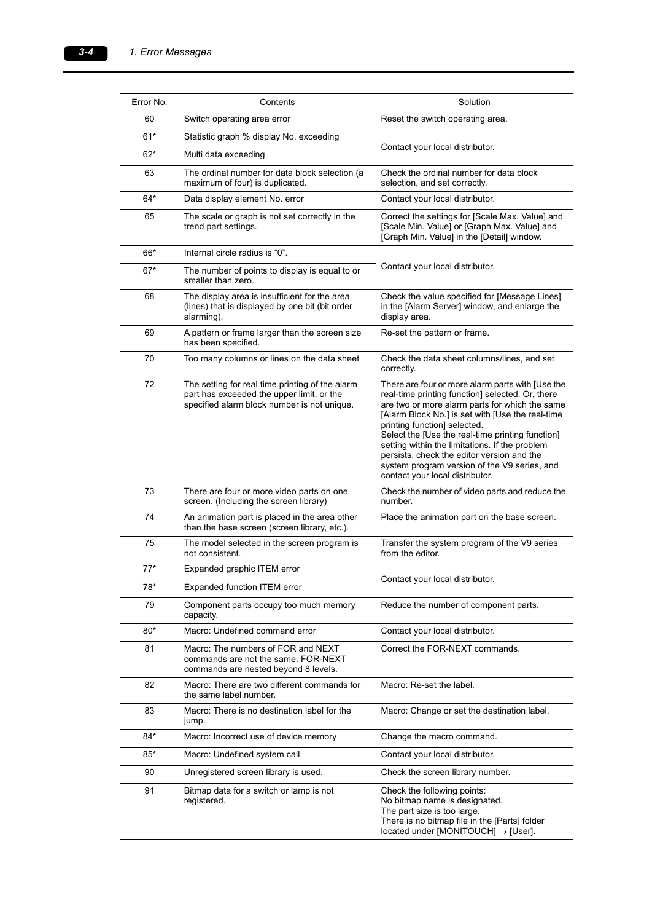| Error No. | Contents | Solution |
|---|---|---|
| 60 | Switch operating area error | Reset the switch operating area. |
| 61* | Statistic graph % display No. exceeding | Contact your local distributor. |
| 62* | Multi data exceeding | |
| 63 | The ordinal number for data block selection (a maximum of four) is duplicated. | Check the ordinal number for data block selection, and set correctly. |
| 64* | Data display element No. error | Contact your local distributor. |
| 65 | The scale or graph is not set correctly in the trend part settings. | Correct the settings for [Scale Max. Value] and [Scale Min. Value] or [Graph Max. Value] and [Graph Min. Value] in the [Detail] window. |
| 66* | Internal circle radius is "0". | Contact your local distributor. |
| 67* | The number of points to display is equal to or smaller than zero. | |
| 68 | The display area is insufficient for the area (lines) that is displayed by one bit (bit order alarming). | Check the value specified for [Message Lines] in the [Alarm Server] window, and enlarge the display area. |
| 69 | A pattern or frame larger than the screen size has been specified. | Re-set the pattern or frame. |
| 70 | Too many columns or lines on the data sheet | Check the data sheet columns/lines, and set correctly. |
| 72 | The setting for real time printing of the alarm part has exceeded the upper limit, or the specified alarm block number is not unique. | There are four or more alarm parts with [Use the real-time printing function] selected. Or, there are two or more alarm parts for which the same [Alarm Block No.] is set with [Use the real-time printing function] selected.<br>Select the [Use the real-time printing function] setting within the limitations. If the problem persists, check the editor version and the system program version of the V9 series, and contact your local distributor. |
| 73 | There are four or more video parts on one screen. (Including the screen library) | Check the number of video parts and reduce the number. |
| 74 | An animation part is placed in the area other than the base screen (screen library, etc.). | Place the animation part on the base screen. |
| 75 | The model selected in the screen program is not consistent. | Transfer the system program of the V9 series from the editor. |
| 77* | Expanded graphic ITEM error | Contact your local distributor. |
| 78* | Expanded function ITEM error | |
| 79 | Component parts occupy too much memory capacity. | Reduce the number of component parts. |
| 80* | Macro: Undefined command error | Contact your local distributor. |
| 81 | Macro: The numbers of FOR and NEXT commands are not the same. FOR-NEXT commands are nested beyond 8 levels. | Correct the FOR-NEXT commands. |
| 82 | Macro: There are two different commands for the same label number. | Macro: Re-set the label. |
| 83 | Macro: There is no destination label for the jump. | Macro: Change or set the destination label. |
| 84* | Macro: Incorrect use of device memory | Change the macro command. |
| 85* | Macro: Undefined system call | Contact your local distributor. |
| 90 | Unregistered screen library is used. | Check the screen library number. |
| 91 | Bitmap data for a switch or lamp is not registered. | Check the following points:<br>No bitmap name is designated.<br>The part size is too large.<br>There is no bitmap file in the [Parts] folder located under [MONITOUCH] → [User]. |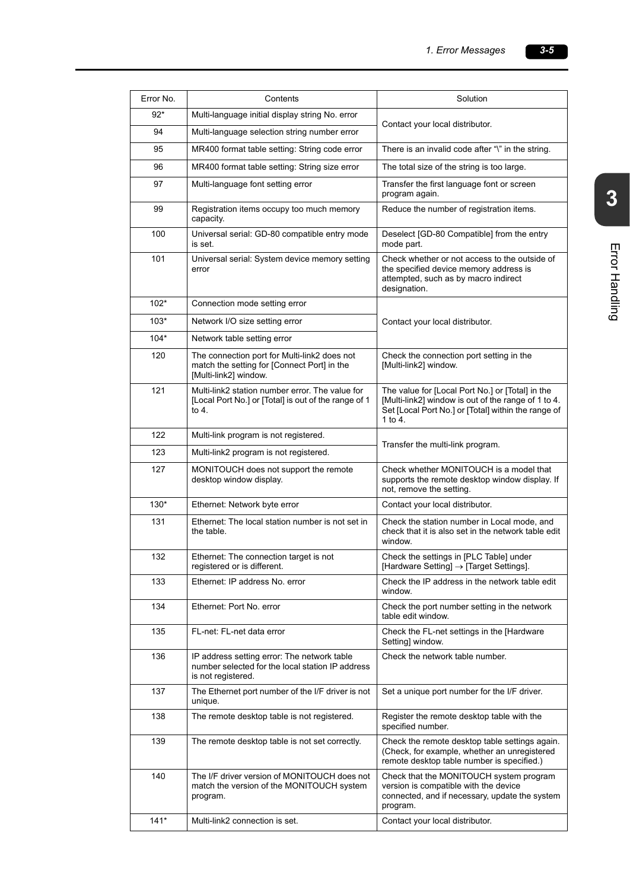| Error No. | Contents | Solution |
|---|---|---|
| 92* | Multi-language initial display string No. error | Contact your local distributor. |
| 94 | Multi-language selection string number error | |
| 95 | MR400 format table setting: String code error | There is an invalid code after "\" in the string. |
| 96 | MR400 format table setting: String size error | The total size of the string is too large. |
| 97 | Multi-language font setting error | Transfer the first language font or screen program again. |
| 99 | Registration items occupy too much memory capacity. | Reduce the number of registration items. |
| 100 | Universal serial: GD-80 compatible entry mode is set. | Deselect [GD-80 Compatible] from the entry mode part. |
| 101 | Universal serial: System device memory setting error | Check whether or not access to the outside of the specified device memory address is attempted, such as by macro indirect designation. |
| 102* | Connection mode setting error | Contact your local distributor. |
| 103* | Network I/O size setting error | |
| 104* | Network table setting error | |
| 120 | The connection port for Multi-link2 does not match the setting for [Connect Port] in the [Multi-link2] window. | Check the connection port setting in the [Multi-link2] window. |
| 121 | Multi-link2 station number error. The value for [Local Port No.] or [Total] is out of the range of 1 to 4. | The value for [Local Port No.] or [Total] in the [Multi-link2] window is out of the range of 1 to 4. Set [Local Port No.] or [Total] within the range of 1 to 4. |
| 122 | Multi-link program is not registered. | Transfer the multi-link program. |
| 123 | Multi-link2 program is not registered. | |
| 127 | MONITOUCH does not support the remote desktop window display. | Check whether MONITOUCH is a model that supports the remote desktop window display. If not, remove the setting. |
| 130* | Ethernet: Network byte error | Contact your local distributor. |
| 131 | Ethernet: The local station number is not set in the table. | Check the station number in Local mode, and check that it is also set in the network table edit window. |
| 132 | Ethernet: The connection target is not registered or is different. | Check the settings in [PLC Table] under [Hardware Setting] → [Target Settings]. |
| 133 | Ethernet: IP address No. error | Check the IP address in the network table edit window. |
| 134 | Ethernet: Port No. error | Check the port number setting in the network table edit window. |
| 135 | FL-net: FL-net data error | Check the FL-net settings in the [Hardware Setting] window. |
| 136 | IP address setting error: The network table number selected for the local station IP address is not registered. | Check the network table number. |
| 137 | The Ethernet port number of the I/F driver is not unique. | Set a unique port number for the I/F driver. |
| 138 | The remote desktop table is not registered. | Register the remote desktop table with the specified number. |
| 139 | The remote desktop table is not set correctly. | Check the remote desktop table settings again. (Check, for example, whether an unregistered remote desktop table number is specified.) |
| 140 | The I/F driver version of MONITOUCH does not match the version of the MONITOUCH system program. | Check that the MONITOUCH system program version is compatible with the device connected, and if necessary, update the system program. |
| 141* | Multi-link2 connection is set. | Contact your local distributor. |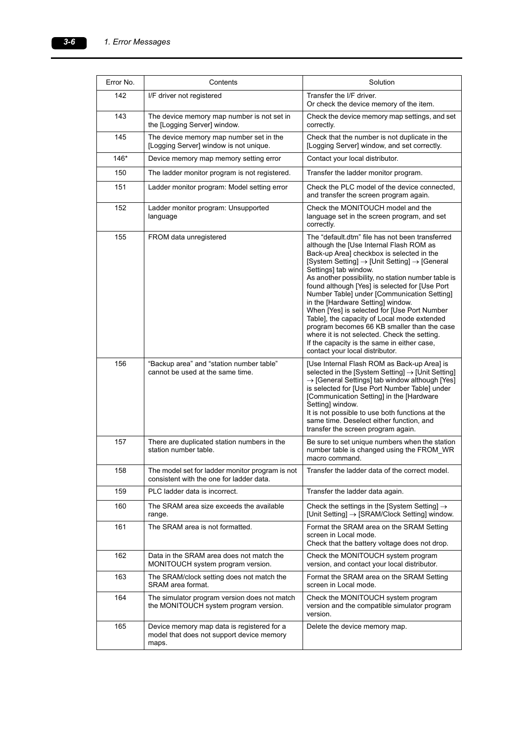| Error No. | Contents | Solution |
|---|---|---|
| 142 | I/F driver not registered | Transfer the I/F driver. Or check the device memory of the item. |
| 143 | The device memory map number is not set in the [Logging Server] window. | Check the device memory map settings, and set correctly. |
| 145 | The device memory map number set in the [Logging Server] window is not unique. | Check that the number is not duplicate in the [Logging Server] window, and set correctly. |
| 146* | Device memory map memory setting error | Contact your local distributor. |
| 150 | The ladder monitor program is not registered. | Transfer the ladder monitor program. |
| 151 | Ladder monitor program: Model setting error | Check the PLC model of the device connected, and transfer the screen program again. |
| 152 | Ladder monitor program: Unsupported language | Check the MONITOUCH model and the language set in the screen program, and set correctly. |
| 155 | FROM data unregistered | The "default.dtm" file has not been transferred although the [Use Internal Flash ROM as Back-up Area] checkbox is selected in the [System Setting] → [Unit Setting] → [General Settings] tab window. As another possibility, no station number table is found although [Yes] is selected for [Use Port Number Table] under [Communication Setting] in the [Hardware Setting] window. When [Yes] is selected for [Use Port Number Table], the capacity of Local mode extended program becomes 66 KB smaller than the case where it is not selected. Check the setting. If the capacity is the same in either case, contact your local distributor. |
| 156 | "Backup area" and "station number table" cannot be used at the same time. | [Use Internal Flash ROM as Back-up Area] is selected in the [System Setting] → [Unit Setting] → [General Settings] tab window although [Yes] is selected for [Use Port Number Table] under [Communication Setting] in the [Hardware Setting] window. It is not possible to use both functions at the same time. Deselect either function, and transfer the screen program again. |
| 157 | There are duplicated station numbers in the station number table. | Be sure to set unique numbers when the station number table is changed using the FROM_WR macro command. |
| 158 | The model set for ladder monitor program is not consistent with the one for ladder data. | Transfer the ladder data of the correct model. |
| 159 | PLC ladder data is incorrect. | Transfer the ladder data again. |
| 160 | The SRAM area size exceeds the available range. | Check the settings in the [System Setting] → [Unit Setting] → [SRAM/Clock Setting] window. |
| 161 | The SRAM area is not formatted. | Format the SRAM area on the SRAM Setting screen in Local mode. Check that the battery voltage does not drop. |
| 162 | Data in the SRAM area does not match the MONITOUCH system program version. | Check the MONITOUCH system program version, and contact your local distributor. |
| 163 | The SRAM/clock setting does not match the SRAM area format. | Format the SRAM area on the SRAM Setting screen in Local mode. |
| 164 | The simulator program version does not match the MONITOUCH system program version. | Check the MONITOUCH system program version and the compatible simulator program version. |
| 165 | Device memory map data is registered for a model that does not support device memory maps. | Delete the device memory map. |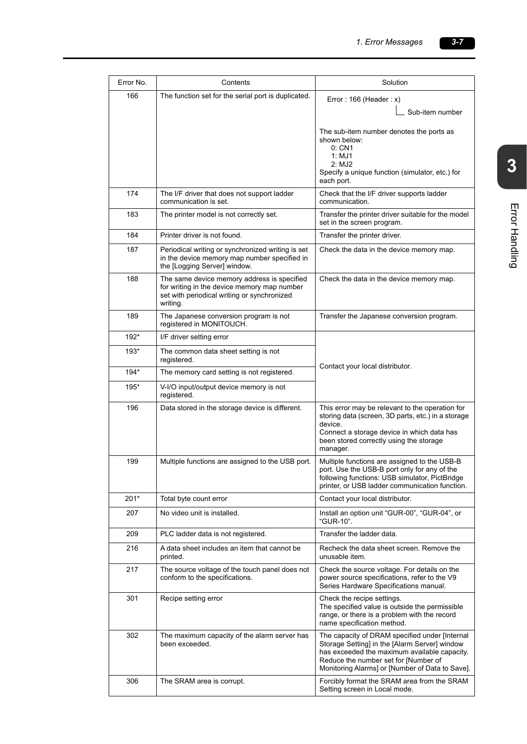| Error No. | Contents | Solution |
|---|---|---|
| 166 | The function set for the serial port is duplicated. | Error : 166 (Header : x)<br>└ Sub-item number<br><br>The sub-item number denotes the ports as shown below:<br>0: CN1<br>1: MJ1<br>2: MJ2<br>Specify a unique function (simulator, etc.) for each port. |
| 174 | The I/F driver that does not support ladder communication is set. | Check that the I/F driver supports ladder communication. |
| 183 | The printer model is not correctly set. | Transfer the printer driver suitable for the model set in the screen program. |
| 184 | Printer driver is not found. | Transfer the printer driver. |
| 187 | Periodical writing or synchronized writing is set in the device memory map number specified in the [Logging Server] window. | Check the data in the device memory map. |
| 188 | The same device memory address is specified for writing in the device memory map number set with periodical writing or synchronized writing. | Check the data in the device memory map. |
| 189 | The Japanese conversion program is not registered in MONITOUCH. | Transfer the Japanese conversion program. |
| 192* | I/F driver setting error | Contact your local distributor. |
| 193* | The common data sheet setting is not registered. | Contact your local distributor. |
| 194* | The memory card setting is not registered. | Contact your local distributor. |
| 195* | V-I/O input/output device memory is not registered. | Contact your local distributor. |
| 196 | Data stored in the storage device is different. | This error may be relevant to the operation for storing data (screen, 3D parts, etc.) in a storage device.<br>Connect a storage device in which data has been stored correctly using the storage manager. |
| 199 | Multiple functions are assigned to the USB port. | Multiple functions are assigned to the USB-B port. Use the USB-B port only for any of the following functions: USB simulator, PictBridge printer, or USB ladder communication function. |
| 201* | Total byte count error | Contact your local distributor. |
| 207 | No video unit is installed. | Install an option unit "GUR-00", "GUR-04", or "GUR-10". |
| 209 | PLC ladder data is not registered. | Transfer the ladder data. |
| 216 | A data sheet includes an item that cannot be printed. | Recheck the data sheet screen. Remove the unusable item. |
| 217 | The source voltage of the touch panel does not conform to the specifications. | Check the source voltage. For details on the power source specifications, refer to the V9 Series Hardware Specifications manual. |
| 301 | Recipe setting error | Check the recipe settings.<br>The specified value is outside the permissible range, or there is a problem with the record name specification method. |
| 302 | The maximum capacity of the alarm server has been exceeded. | The capacity of DRAM specified under [Internal Storage Setting] in the [Alarm Server] window has exceeded the maximum available capacity. Reduce the number set for [Number of Monitoring Alarms] or [Number of Data to Save]. |
| 306 | The SRAM area is corrupt. | Forcibly format the SRAM area from the SRAM Setting screen in Local mode. |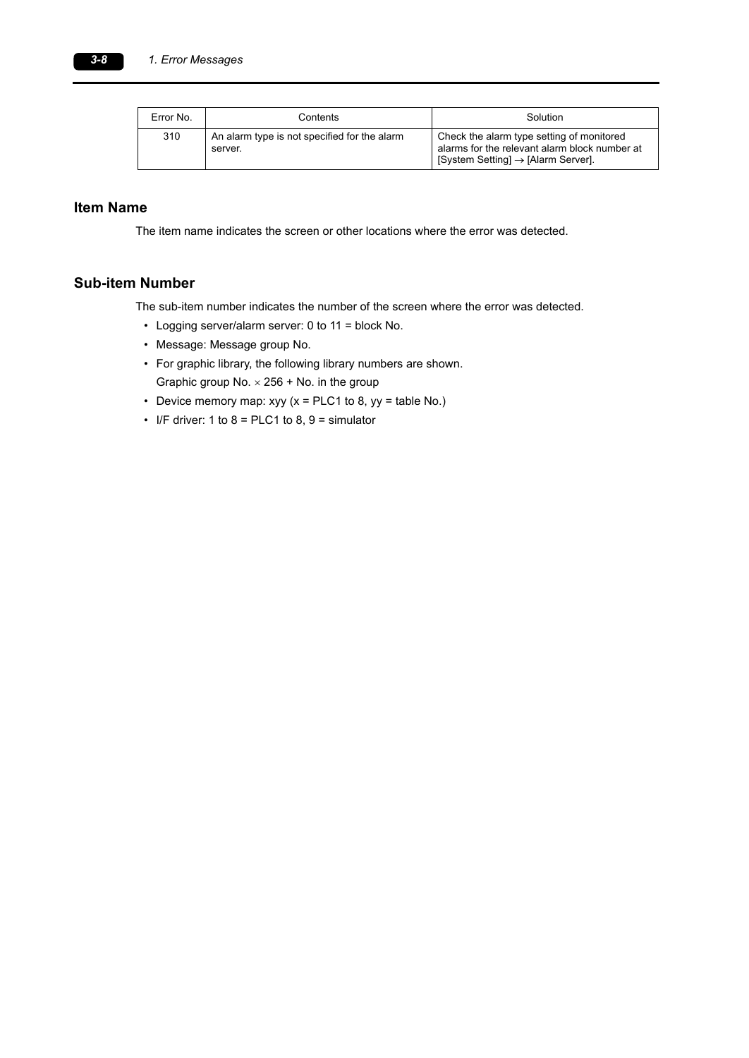| Error No. | Contents | Solution |
|---|---|---|
| 310 | An alarm type is not specified for the alarm server. | Check the alarm type setting of monitored alarms for the relevant alarm block number at [System Setting] → [Alarm Server]. |

## Item Name

The item name indicates the screen or other locations where the error was detected.

## Sub-item Number

The sub-item number indicates the number of the screen where the error was detected.

- Logging server/alarm server: 0 to 11 = block No.
- Message: Message group No.
- For graphic library, the following library numbers are shown.
  Graphic group No. × 256 + No. in the group
- Device memory map: xyy (x = PLC1 to 8, yy = table No.)
- I/F driver: 1 to 8 = PLC1 to 8, 9 = simulator